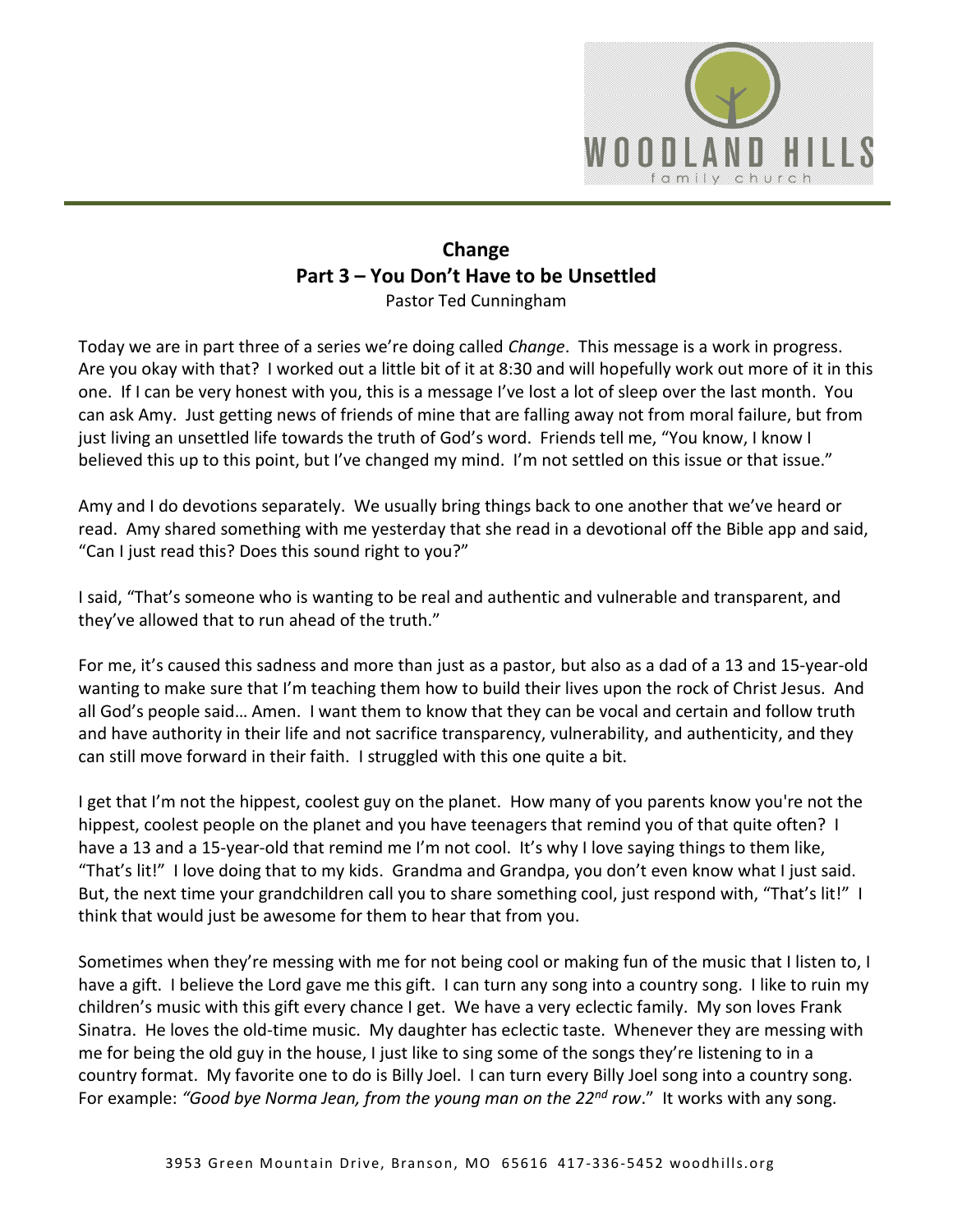# Change

## Part 3 – You Don't Have to be Unsettled

Pastor Ted Cunningham

Today we are in part three of a series we're doing called *Change*. This message is a work in progress. Are you okay with that? I worked out a little bit of it at 8:30 and will hopefully work out more of it in this one. If I can be very honest with you, this is a message I've lost a lot of sleep over the last month. You can ask Amy. Just getting news of friends of mine that are falling away not from moral failure, but from just living an unsettled life towards the truth of God's word. Friends tell me, "You know, I know I believed this up to this point, but I've changed my mind. I'm not settled on this issue or that issue."

Amy and I do devotions separately. We usually bring things back to one another that we've heard or read. Amy shared something with me yesterday that she read in a devotional off the Bible app and said, "Can I just read this? Does this sound right to you?"

I said, "That's someone who is wanting to be real and authentic and vulnerable and transparent, and they've allowed that to run ahead of the truth."

For me, it's caused this sadness and more than just as a pastor, but also as a dad of a 13 and 15-year-old wanting to make sure that I'm teaching them how to build their lives upon the rock of Christ Jesus. And all God's people said… Amen. I want them to know that they can be vocal and certain and follow truth and have authority in their life and not sacrifice transparency, vulnerability, and authenticity, and they can still move forward in their faith. I struggled with this one quite a bit.

I get that I'm not the hippest, coolest guy on the planet. How many of you parents know you're not the hippest, coolest people on the planet and you have teenagers that remind you of that quite often? I have a 13 and a 15-year-old that remind me I'm not cool. It's why I love saying things to them like, "That's lit!" I love doing that to my kids. Grandma and Grandpa, you don't even know what I just said. But, the next time your grandchildren call you to share something cool, just respond with, "That's lit!" I think that would just be awesome for them to hear that from you.

Sometimes when they're messing with me for not being cool or making fun of the music that I listen to, I have a gift. I believe the Lord gave me this gift. I can turn any song into a country song. I like to ruin my children's music with this gift every chance I get. We have a very eclectic family. My son loves Frank Sinatra. He loves the old-time music. My daughter has eclectic taste. Whenever they are messing with me for being the old guy in the house, I just like to sing some of the songs they're listening to in a country format. My favorite one to do is Billy Joel. I can turn every Billy Joel song into a country song. For example: *"Good bye Norma Jean, from the young man on the 22nd row*." It works with any song.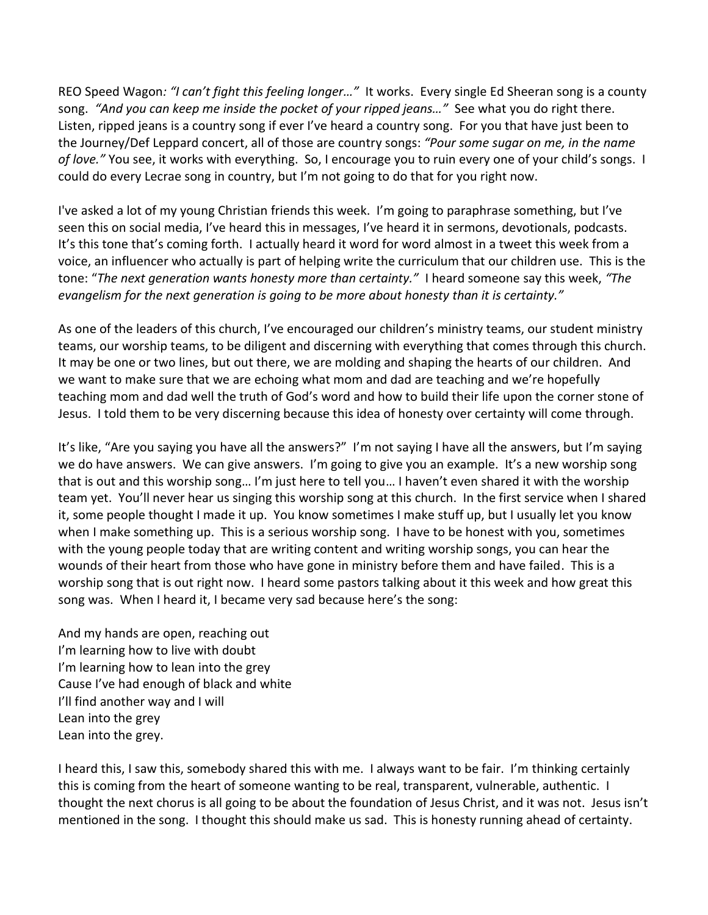REO Speed Wagon*: "I can't fight this feeling longer…"* It works. Every single Ed Sheeran song is a county song. *"And you can keep me inside the pocket of your ripped jeans…"* See what you do right there. Listen, ripped jeans is a country song if ever I've heard a country song. For you that have just been to the Journey/Def Leppard concert, all of those are country songs: *"Pour some sugar on me, in the name of love."* You see, it works with everything. So, I encourage you to ruin every one of your child's songs. I could do every Lecrae song in country, but I'm not going to do that for you right now.

I've asked a lot of my young Christian friends this week. I'm going to paraphrase something, but I've seen this on social media, I've heard this in messages, I've heard it in sermons, devotionals, podcasts. It's this tone that's coming forth. I actually heard it word for word almost in a tweet this week from a voice, an influencer who actually is part of helping write the curriculum that our children use. This is the tone: "*The next generation wants honesty more than certainty."* I heard someone say this week, *"The evangelism for the next generation is going to be more about honesty than it is certainty."*

As one of the leaders of this church, I've encouraged our children's ministry teams, our student ministry teams, our worship teams, to be diligent and discerning with everything that comes through this church. It may be one or two lines, but out there, we are molding and shaping the hearts of our children. And we want to make sure that we are echoing what mom and dad are teaching and we're hopefully teaching mom and dad well the truth of God's word and how to build their life upon the corner stone of Jesus. I told them to be very discerning because this idea of honesty over certainty will come through.

It's like, "Are you saying you have all the answers?" I'm not saying I have all the answers, but I'm saying we do have answers. We can give answers. I'm going to give you an example. It's a new worship song that is out and this worship song… I'm just here to tell you… I haven't even shared it with the worship team yet. You'll never hear us singing this worship song at this church. In the first service when I shared it, some people thought I made it up. You know sometimes I make stuff up, but I usually let you know when I make something up. This is a serious worship song. I have to be honest with you, sometimes with the young people today that are writing content and writing worship songs, you can hear the wounds of their heart from those who have gone in ministry before them and have failed. This is a worship song that is out right now. I heard some pastors talking about it this week and how great this song was. When I heard it, I became very sad because here's the song:

And my hands are open, reaching out  
I'm learning how to live with doubt  
I'm learning how to lean into the grey  
Cause I've had enough of black and white  
I'll find another way and I will  
Lean into the grey  
Lean into the grey.

I heard this, I saw this, somebody shared this with me. I always want to be fair. I'm thinking certainly this is coming from the heart of someone wanting to be real, transparent, vulnerable, authentic. I thought the next chorus is all going to be about the foundation of Jesus Christ, and it was not. Jesus isn't mentioned in the song. I thought this should make us sad. This is honesty running ahead of certainty.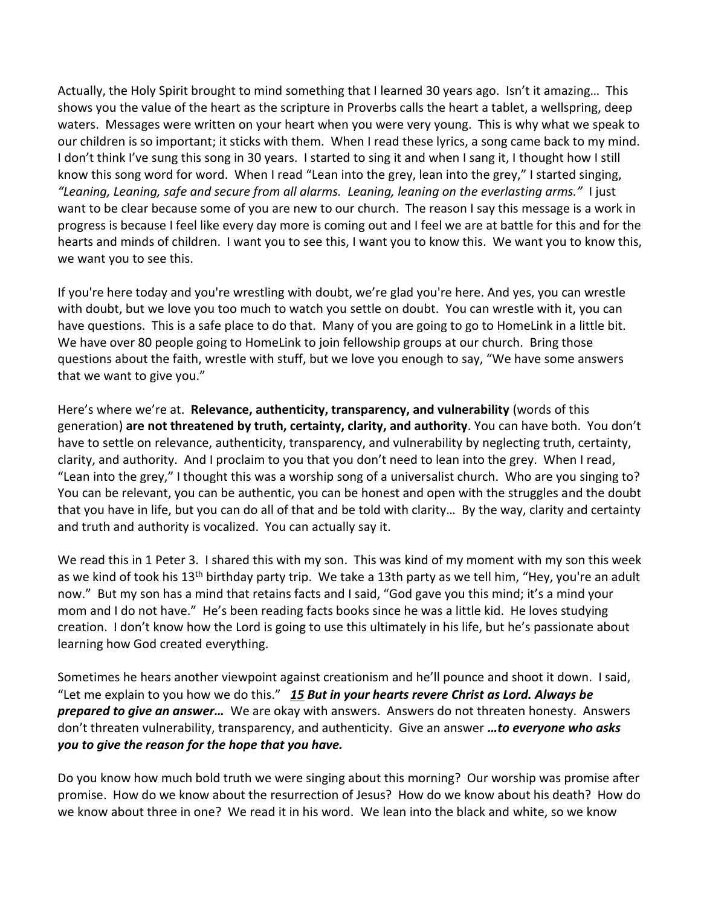Actually, the Holy Spirit brought to mind something that I learned 30 years ago. Isn't it amazing… This shows you the value of the heart as the scripture in Proverbs calls the heart a tablet, a wellspring, deep waters. Messages were written on your heart when you were very young. This is why what we speak to our children is so important; it sticks with them. When I read these lyrics, a song came back to my mind. I don't think I've sung this song in 30 years. I started to sing it and when I sang it, I thought how I still know this song word for word. When I read "Lean into the grey, lean into the grey," I started singing, *"Leaning, Leaning, safe and secure from all alarms. Leaning, leaning on the everlasting arms."* I just want to be clear because some of you are new to our church. The reason I say this message is a work in progress is because I feel like every day more is coming out and I feel we are at battle for this and for the hearts and minds of children. I want you to see this, I want you to know this. We want you to know this, we want you to see this.

If you're here today and you're wrestling with doubt, we're glad you're here. And yes, you can wrestle with doubt, but we love you too much to watch you settle on doubt. You can wrestle with it, you can have questions. This is a safe place to do that. Many of you are going to go to HomeLink in a little bit. We have over 80 people going to HomeLink to join fellowship groups at our church. Bring those questions about the faith, wrestle with stuff, but we love you enough to say, "We have some answers that we want to give you."

Here's where we're at. **Relevance, authenticity, transparency, and vulnerability** (words of this generation) **are not threatened by truth, certainty, clarity, and authority**. You can have both. You don't have to settle on relevance, authenticity, transparency, and vulnerability by neglecting truth, certainty, clarity, and authority. And I proclaim to you that you don't need to lean into the grey. When I read, "Lean into the grey," I thought this was a worship song of a universalist church. Who are you singing to? You can be relevant, you can be authentic, you can be honest and open with the struggles and the doubt that you have in life, but you can do all of that and be told with clarity… By the way, clarity and certainty and truth and authority is vocalized. You can actually say it.

We read this in 1 Peter 3. I shared this with my son. This was kind of my moment with my son this week as we kind of took his 13th birthday party trip. We take a 13th party as we tell him, "Hey, you're an adult now." But my son has a mind that retains facts and I said, "God gave you this mind; it's a mind your mom and I do not have." He's been reading facts books since he was a little kid. He loves studying creation. I don't know how the Lord is going to use this ultimately in his life, but he's passionate about learning how God created everything.

Sometimes he hears another viewpoint against creationism and he'll pounce and shoot it down. I said, "Let me explain to you how we do this." ***15 But in your hearts revere Christ as Lord. Always be prepared to give an answer…*** We are okay with answers. Answers do not threaten honesty. Answers don't threaten vulnerability, transparency, and authenticity. Give an answer ***…to everyone who asks you to give the reason for the hope that you have.***

Do you know how much bold truth we were singing about this morning? Our worship was promise after promise. How do we know about the resurrection of Jesus? How do we know about his death? How do we know about three in one? We read it in his word. We lean into the black and white, so we know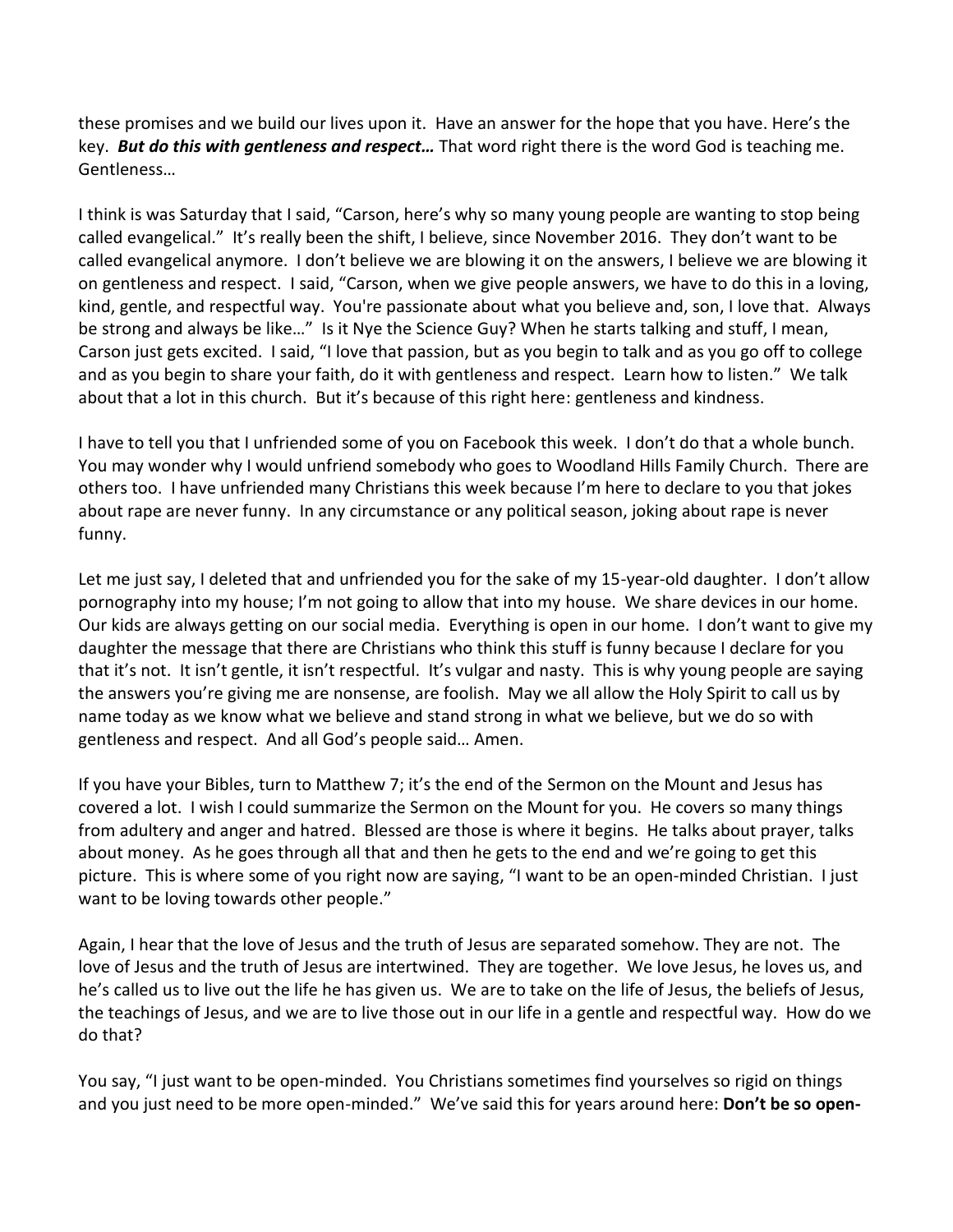these promises and we build our lives upon it. Have an answer for the hope that you have. Here's the key. ***But do this with gentleness and respect…*** That word right there is the word God is teaching me. Gentleness…

I think is was Saturday that I said, "Carson, here's why so many young people are wanting to stop being called evangelical." It's really been the shift, I believe, since November 2016. They don't want to be called evangelical anymore. I don't believe we are blowing it on the answers, I believe we are blowing it on gentleness and respect. I said, "Carson, when we give people answers, we have to do this in a loving, kind, gentle, and respectful way. You're passionate about what you believe and, son, I love that. Always be strong and always be like…" Is it Nye the Science Guy? When he starts talking and stuff, I mean, Carson just gets excited. I said, "I love that passion, but as you begin to talk and as you go off to college and as you begin to share your faith, do it with gentleness and respect. Learn how to listen." We talk about that a lot in this church. But it's because of this right here: gentleness and kindness.

I have to tell you that I unfriended some of you on Facebook this week. I don't do that a whole bunch. You may wonder why I would unfriend somebody who goes to Woodland Hills Family Church. There are others too. I have unfriended many Christians this week because I'm here to declare to you that jokes about rape are never funny. In any circumstance or any political season, joking about rape is never funny.

Let me just say, I deleted that and unfriended you for the sake of my 15-year-old daughter. I don't allow pornography into my house; I'm not going to allow that into my house. We share devices in our home. Our kids are always getting on our social media. Everything is open in our home. I don't want to give my daughter the message that there are Christians who think this stuff is funny because I declare for you that it's not. It isn't gentle, it isn't respectful. It's vulgar and nasty. This is why young people are saying the answers you're giving me are nonsense, are foolish. May we all allow the Holy Spirit to call us by name today as we know what we believe and stand strong in what we believe, but we do so with gentleness and respect. And all God's people said… Amen.

If you have your Bibles, turn to Matthew 7; it's the end of the Sermon on the Mount and Jesus has covered a lot. I wish I could summarize the Sermon on the Mount for you. He covers so many things from adultery and anger and hatred. Blessed are those is where it begins. He talks about prayer, talks about money. As he goes through all that and then he gets to the end and we're going to get this picture. This is where some of you right now are saying, "I want to be an open-minded Christian. I just want to be loving towards other people."

Again, I hear that the love of Jesus and the truth of Jesus are separated somehow. They are not. The love of Jesus and the truth of Jesus are intertwined. They are together. We love Jesus, he loves us, and he's called us to live out the life he has given us. We are to take on the life of Jesus, the beliefs of Jesus, the teachings of Jesus, and we are to live those out in our life in a gentle and respectful way. How do we do that?

You say, "I just want to be open-minded. You Christians sometimes find yourselves so rigid on things and you just need to be more open-minded." We've said this for years around here: **Don't be so open-**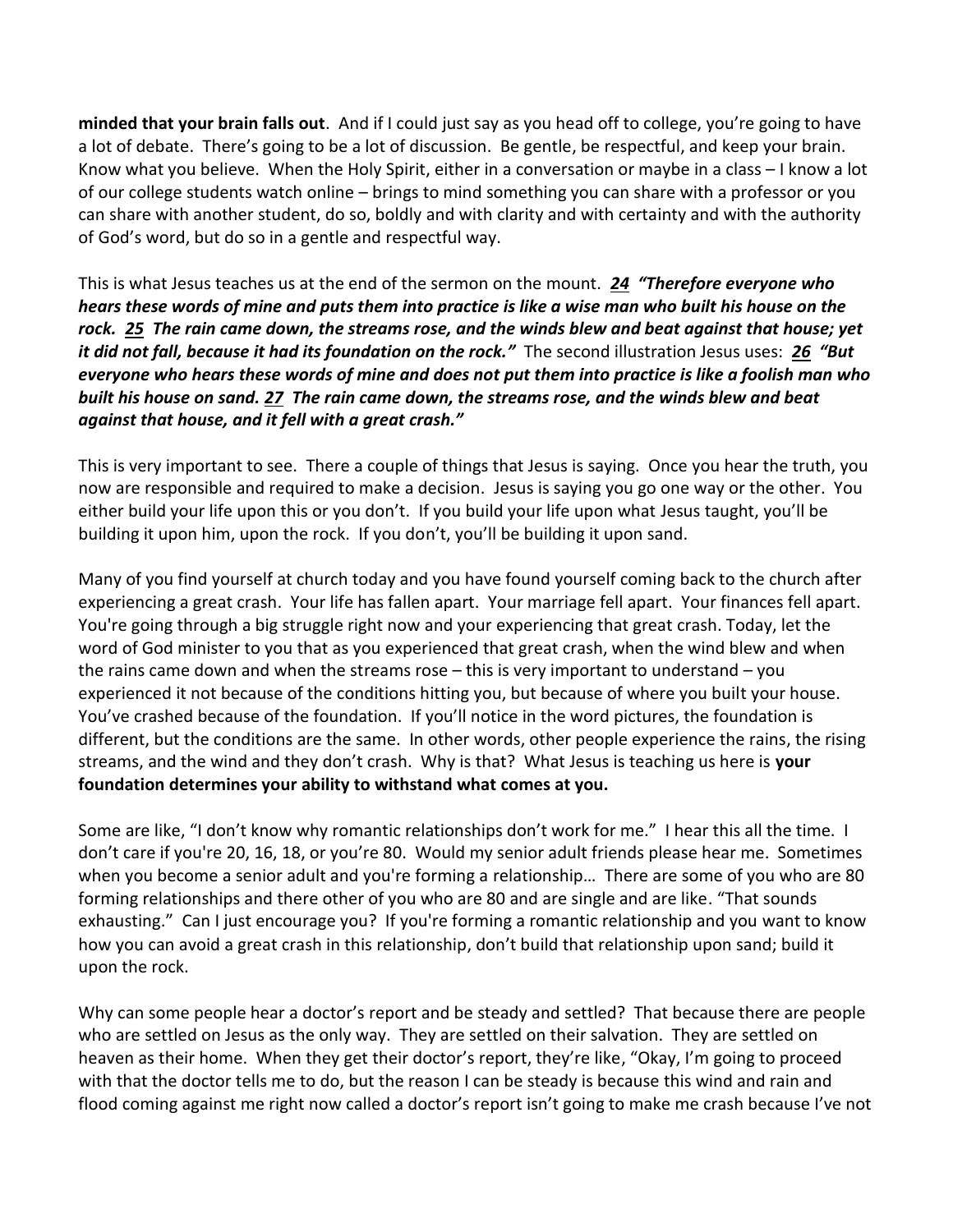**minded that your brain falls out**. And if I could just say as you head off to college, you're going to have a lot of debate. There's going to be a lot of discussion. Be gentle, be respectful, and keep your brain. Know what you believe. When the Holy Spirit, either in a conversation or maybe in a class – I know a lot of our college students watch online – brings to mind something you can share with a professor or you can share with another student, do so, boldly and with clarity and with certainty and with the authority of God's word, but do so in a gentle and respectful way.

This is what Jesus teaches us at the end of the sermon on the mount. ***24 "Therefore everyone who hears these words of mine and puts them into practice is like a wise man who built his house on the rock. 25 The rain came down, the streams rose, and the winds blew and beat against that house; yet it did not fall, because it had its foundation on the rock."*** The second illustration Jesus uses: ***26 "But everyone who hears these words of mine and does not put them into practice is like a foolish man who built his house on sand. 27 The rain came down, the streams rose, and the winds blew and beat against that house, and it fell with a great crash."***

This is very important to see. There a couple of things that Jesus is saying. Once you hear the truth, you now are responsible and required to make a decision. Jesus is saying you go one way or the other. You either build your life upon this or you don't. If you build your life upon what Jesus taught, you'll be building it upon him, upon the rock. If you don't, you'll be building it upon sand.

Many of you find yourself at church today and you have found yourself coming back to the church after experiencing a great crash. Your life has fallen apart. Your marriage fell apart. Your finances fell apart. You're going through a big struggle right now and your experiencing that great crash. Today, let the word of God minister to you that as you experienced that great crash, when the wind blew and when the rains came down and when the streams rose – this is very important to understand – you experienced it not because of the conditions hitting you, but because of where you built your house. You've crashed because of the foundation. If you'll notice in the word pictures, the foundation is different, but the conditions are the same. In other words, other people experience the rains, the rising streams, and the wind and they don't crash. Why is that? What Jesus is teaching us here is **your foundation determines your ability to withstand what comes at you.**

Some are like, "I don't know why romantic relationships don't work for me." I hear this all the time. I don't care if you're 20, 16, 18, or you're 80. Would my senior adult friends please hear me. Sometimes when you become a senior adult and you're forming a relationship… There are some of you who are 80 forming relationships and there other of you who are 80 and are single and are like. "That sounds exhausting." Can I just encourage you? If you're forming a romantic relationship and you want to know how you can avoid a great crash in this relationship, don't build that relationship upon sand; build it upon the rock.

Why can some people hear a doctor's report and be steady and settled? That because there are people who are settled on Jesus as the only way. They are settled on their salvation. They are settled on heaven as their home. When they get their doctor's report, they're like, "Okay, I'm going to proceed with that the doctor tells me to do, but the reason I can be steady is because this wind and rain and flood coming against me right now called a doctor's report isn't going to make me crash because I've not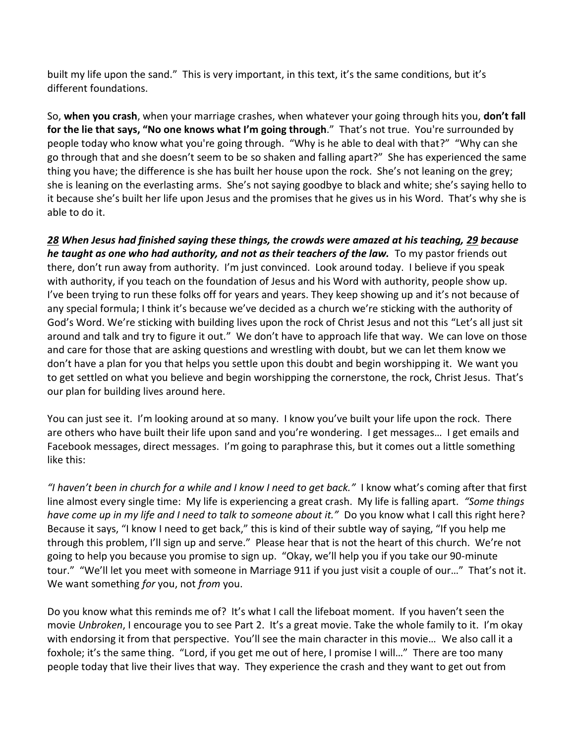built my life upon the sand." This is very important, in this text, it's the same conditions, but it's different foundations.

So, **when you crash**, when your marriage crashes, when whatever your going through hits you, **don't fall for the lie that says, "No one knows what I'm going through**." That's not true. You're surrounded by people today who know what you're going through. "Why is he able to deal with that?" "Why can she go through that and she doesn't seem to be so shaken and falling apart?" She has experienced the same thing you have; the difference is she has built her house upon the rock. She's not leaning on the grey; she is leaning on the everlasting arms. She's not saying goodbye to black and white; she's saying hello to it because she's built her life upon Jesus and the promises that he gives us in his Word. That's why she is able to do it.

***28* When Jesus had finished saying these things, the crowds were amazed at his teaching, *29* because he taught as one who had authority, and not as their teachers of the law.** To my pastor friends out there, don't run away from authority. I'm just convinced. Look around today. I believe if you speak with authority, if you teach on the foundation of Jesus and his Word with authority, people show up. I've been trying to run these folks off for years and years. They keep showing up and it's not because of any special formula; I think it's because we've decided as a church we're sticking with the authority of God's Word. We're sticking with building lives upon the rock of Christ Jesus and not this "Let's all just sit around and talk and try to figure it out." We don't have to approach life that way. We can love on those and care for those that are asking questions and wrestling with doubt, but we can let them know we don't have a plan for you that helps you settle upon this doubt and begin worshipping it. We want you to get settled on what you believe and begin worshipping the cornerstone, the rock, Christ Jesus. That's our plan for building lives around here.

You can just see it. I'm looking around at so many. I know you've built your life upon the rock. There are others who have built their life upon sand and you're wondering. I get messages… I get emails and Facebook messages, direct messages. I'm going to paraphrase this, but it comes out a little something like this:

*"I haven't been in church for a while and I know I need to get back."* I know what's coming after that first line almost every single time: My life is experiencing a great crash. My life is falling apart. *"Some things have come up in my life and I need to talk to someone about it."* Do you know what I call this right here? Because it says, "I know I need to get back," this is kind of their subtle way of saying, "If you help me through this problem, I'll sign up and serve." Please hear that is not the heart of this church. We're not going to help you because you promise to sign up. "Okay, we'll help you if you take our 90-minute tour." "We'll let you meet with someone in Marriage 911 if you just visit a couple of our…" That's not it. We want something *for* you, not *from* you.

Do you know what this reminds me of? It's what I call the lifeboat moment. If you haven't seen the movie *Unbroken*, I encourage you to see Part 2. It's a great movie. Take the whole family to it. I'm okay with endorsing it from that perspective. You'll see the main character in this movie… We also call it a foxhole; it's the same thing. "Lord, if you get me out of here, I promise I will…" There are too many people today that live their lives that way. They experience the crash and they want to get out from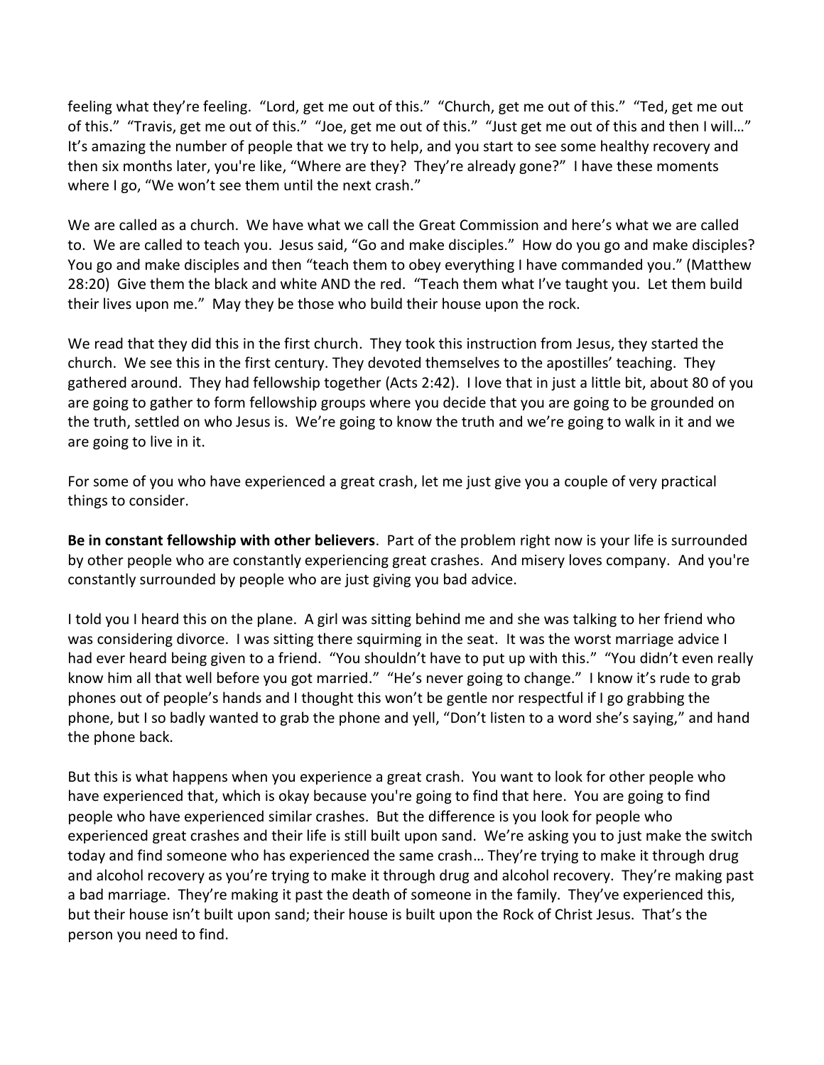feeling what they're feeling. "Lord, get me out of this." "Church, get me out of this." "Ted, get me out of this." "Travis, get me out of this." "Joe, get me out of this." "Just get me out of this and then I will…" It's amazing the number of people that we try to help, and you start to see some healthy recovery and then six months later, you're like, "Where are they? They're already gone?" I have these moments where I go, "We won't see them until the next crash."

We are called as a church. We have what we call the Great Commission and here's what we are called to. We are called to teach you. Jesus said, "Go and make disciples." How do you go and make disciples? You go and make disciples and then "teach them to obey everything I have commanded you." (Matthew 28:20) Give them the black and white AND the red. "Teach them what I've taught you. Let them build their lives upon me." May they be those who build their house upon the rock.

We read that they did this in the first church. They took this instruction from Jesus, they started the church. We see this in the first century. They devoted themselves to the apostilles' teaching. They gathered around. They had fellowship together (Acts 2:42). I love that in just a little bit, about 80 of you are going to gather to form fellowship groups where you decide that you are going to be grounded on the truth, settled on who Jesus is. We're going to know the truth and we're going to walk in it and we are going to live in it.

For some of you who have experienced a great crash, let me just give you a couple of very practical things to consider.

**Be in constant fellowship with other believers**. Part of the problem right now is your life is surrounded by other people who are constantly experiencing great crashes. And misery loves company. And you're constantly surrounded by people who are just giving you bad advice.

I told you I heard this on the plane. A girl was sitting behind me and she was talking to her friend who was considering divorce. I was sitting there squirming in the seat. It was the worst marriage advice I had ever heard being given to a friend. "You shouldn't have to put up with this." "You didn't even really know him all that well before you got married." "He's never going to change." I know it's rude to grab phones out of people's hands and I thought this won't be gentle nor respectful if I go grabbing the phone, but I so badly wanted to grab the phone and yell, "Don't listen to a word she's saying," and hand the phone back.

But this is what happens when you experience a great crash. You want to look for other people who have experienced that, which is okay because you're going to find that here. You are going to find people who have experienced similar crashes. But the difference is you look for people who experienced great crashes and their life is still built upon sand. We're asking you to just make the switch today and find someone who has experienced the same crash… They're trying to make it through drug and alcohol recovery as you're trying to make it through drug and alcohol recovery. They're making past a bad marriage. They're making it past the death of someone in the family. They've experienced this, but their house isn't built upon sand; their house is built upon the Rock of Christ Jesus. That's the person you need to find.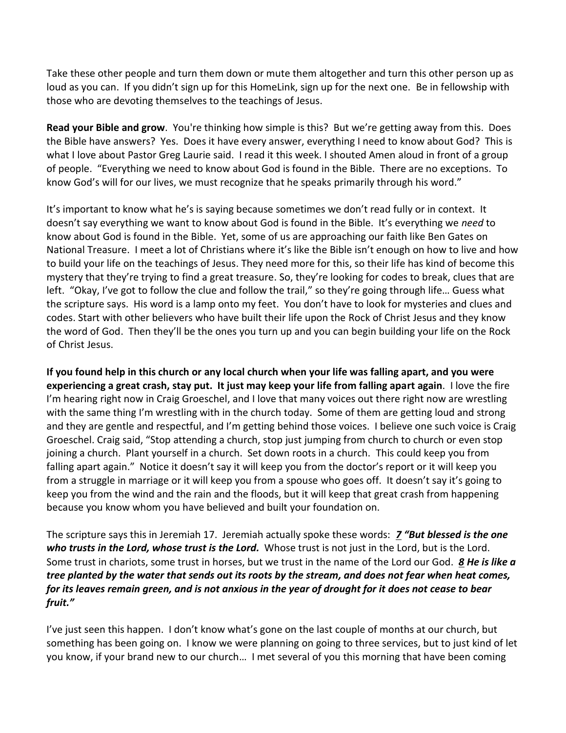Take these other people and turn them down or mute them altogether and turn this other person up as loud as you can. If you didn't sign up for this HomeLink, sign up for the next one. Be in fellowship with those who are devoting themselves to the teachings of Jesus.

**Read your Bible and grow**. You're thinking how simple is this? But we're getting away from this. Does the Bible have answers? Yes. Does it have every answer, everything I need to know about God? This is what I love about Pastor Greg Laurie said. I read it this week. I shouted Amen aloud in front of a group of people. "Everything we need to know about God is found in the Bible. There are no exceptions. To know God's will for our lives, we must recognize that he speaks primarily through his word."

It's important to know what he's is saying because sometimes we don't read fully or in context. It doesn't say everything we want to know about God is found in the Bible. It's everything we *need* to know about God is found in the Bible. Yet, some of us are approaching our faith like Ben Gates on National Treasure. I meet a lot of Christians where it's like the Bible isn't enough on how to live and how to build your life on the teachings of Jesus. They need more for this, so their life has kind of become this mystery that they're trying to find a great treasure. So, they're looking for codes to break, clues that are left. "Okay, I've got to follow the clue and follow the trail," so they're going through life… Guess what the scripture says. His word is a lamp onto my feet. You don't have to look for mysteries and clues and codes. Start with other believers who have built their life upon the Rock of Christ Jesus and they know the word of God. Then they'll be the ones you turn up and you can begin building your life on the Rock of Christ Jesus.

**If you found help in this church or any local church when your life was falling apart, and you were experiencing a great crash, stay put. It just may keep your life from falling apart again**. I love the fire I'm hearing right now in Craig Groeschel, and I love that many voices out there right now are wrestling with the same thing I'm wrestling with in the church today. Some of them are getting loud and strong and they are gentle and respectful, and I'm getting behind those voices. I believe one such voice is Craig Groeschel. Craig said, "Stop attending a church, stop just jumping from church to church or even stop joining a church. Plant yourself in a church. Set down roots in a church. This could keep you from falling apart again." Notice it doesn't say it will keep you from the doctor's report or it will keep you from a struggle in marriage or it will keep you from a spouse who goes off. It doesn't say it's going to keep you from the wind and the rain and the floods, but it will keep that great crash from happening because you know whom you have believed and built your foundation on.

The scripture says this in Jeremiah 17. Jeremiah actually spoke these words: ***7 "But blessed is the one who trusts in the Lord, whose trust is the Lord.*** Whose trust is not just in the Lord, but is the Lord. Some trust in chariots, some trust in horses, but we trust in the name of the Lord our God. ***8 He is like a tree planted by the water that sends out its roots by the stream, and does not fear when heat comes, for its leaves remain green, and is not anxious in the year of drought for it does not cease to bear fruit."***

I've just seen this happen. I don't know what's gone on the last couple of months at our church, but something has been going on. I know we were planning on going to three services, but to just kind of let you know, if your brand new to our church… I met several of you this morning that have been coming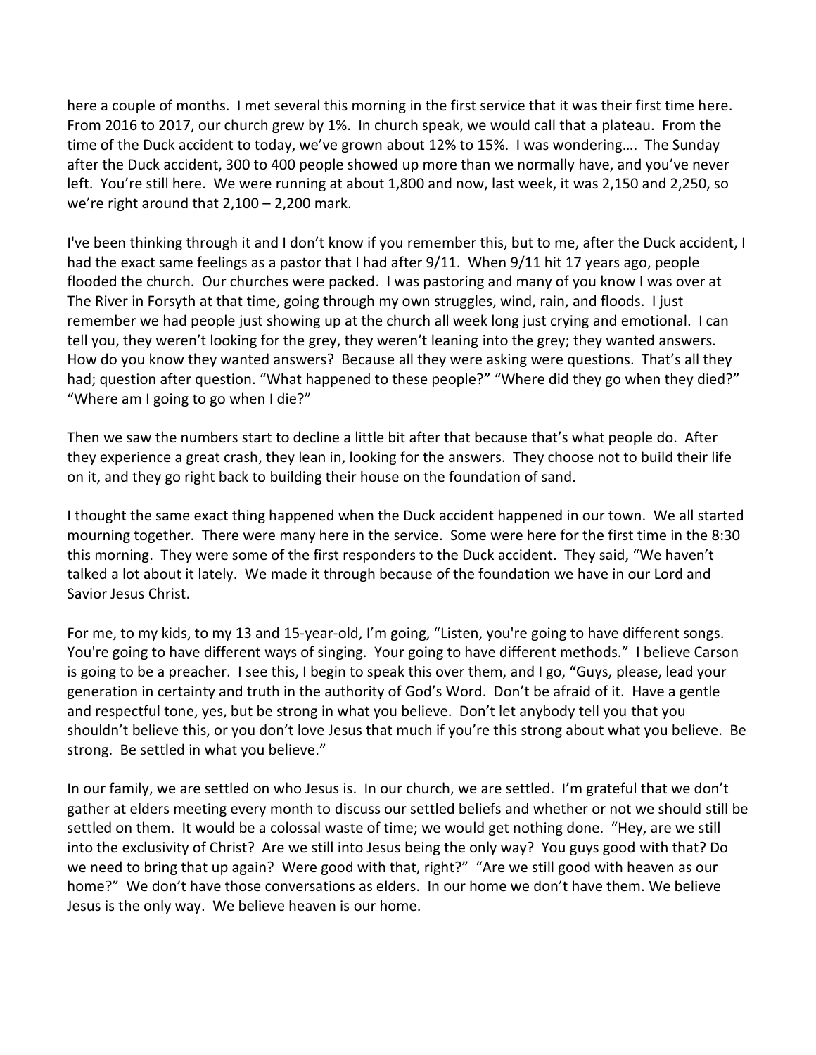here a couple of months. I met several this morning in the first service that it was their first time here. From 2016 to 2017, our church grew by 1%. In church speak, we would call that a plateau. From the time of the Duck accident to today, we've grown about 12% to 15%. I was wondering…. The Sunday after the Duck accident, 300 to 400 people showed up more than we normally have, and you've never left. You're still here. We were running at about 1,800 and now, last week, it was 2,150 and 2,250, so we're right around that 2,100 – 2,200 mark.

I've been thinking through it and I don't know if you remember this, but to me, after the Duck accident, I had the exact same feelings as a pastor that I had after 9/11. When 9/11 hit 17 years ago, people flooded the church. Our churches were packed. I was pastoring and many of you know I was over at The River in Forsyth at that time, going through my own struggles, wind, rain, and floods. I just remember we had people just showing up at the church all week long just crying and emotional. I can tell you, they weren't looking for the grey, they weren't leaning into the grey; they wanted answers. How do you know they wanted answers? Because all they were asking were questions. That's all they had; question after question. "What happened to these people?" "Where did they go when they died?" "Where am I going to go when I die?"

Then we saw the numbers start to decline a little bit after that because that's what people do. After they experience a great crash, they lean in, looking for the answers. They choose not to build their life on it, and they go right back to building their house on the foundation of sand.

I thought the same exact thing happened when the Duck accident happened in our town. We all started mourning together. There were many here in the service. Some were here for the first time in the 8:30 this morning. They were some of the first responders to the Duck accident. They said, "We haven't talked a lot about it lately. We made it through because of the foundation we have in our Lord and Savior Jesus Christ.

For me, to my kids, to my 13 and 15-year-old, I'm going, "Listen, you're going to have different songs. You're going to have different ways of singing. Your going to have different methods." I believe Carson is going to be a preacher. I see this, I begin to speak this over them, and I go, "Guys, please, lead your generation in certainty and truth in the authority of God's Word. Don't be afraid of it. Have a gentle and respectful tone, yes, but be strong in what you believe. Don't let anybody tell you that you shouldn't believe this, or you don't love Jesus that much if you're this strong about what you believe. Be strong. Be settled in what you believe."

In our family, we are settled on who Jesus is. In our church, we are settled. I'm grateful that we don't gather at elders meeting every month to discuss our settled beliefs and whether or not we should still be settled on them. It would be a colossal waste of time; we would get nothing done. "Hey, are we still into the exclusivity of Christ? Are we still into Jesus being the only way? You guys good with that? Do we need to bring that up again? Were good with that, right?" "Are we still good with heaven as our home?" We don't have those conversations as elders. In our home we don't have them. We believe Jesus is the only way. We believe heaven is our home.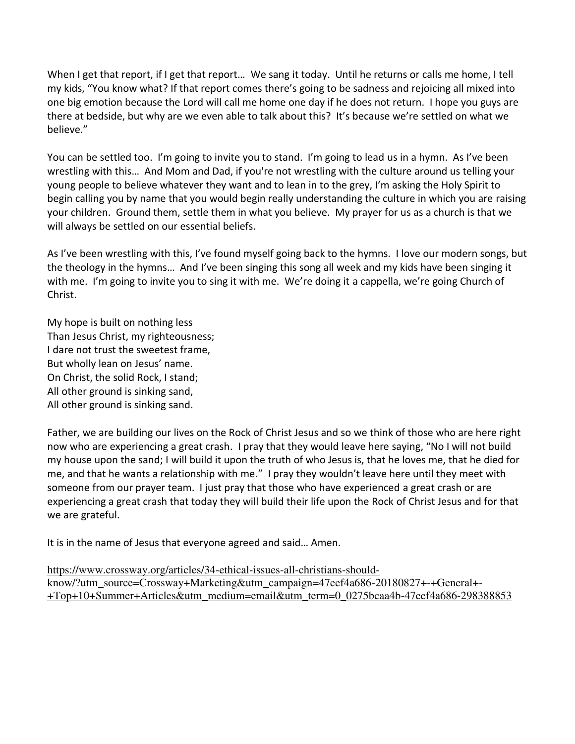When I get that report, if I get that report… We sang it today. Until he returns or calls me home, I tell my kids, "You know what? If that report comes there's going to be sadness and rejoicing all mixed into one big emotion because the Lord will call me home one day if he does not return. I hope you guys are there at bedside, but why are we even able to talk about this? It's because we're settled on what we believe."

You can be settled too. I'm going to invite you to stand. I'm going to lead us in a hymn. As I've been wrestling with this… And Mom and Dad, if you're not wrestling with the culture around us telling your young people to believe whatever they want and to lean in to the grey, I'm asking the Holy Spirit to begin calling you by name that you would begin really understanding the culture in which you are raising your children. Ground them, settle them in what you believe. My prayer for us as a church is that we will always be settled on our essential beliefs.

As I've been wrestling with this, I've found myself going back to the hymns. I love our modern songs, but the theology in the hymns… And I've been singing this song all week and my kids have been singing it with me. I'm going to invite you to sing it with me. We're doing it a cappella, we're going Church of Christ.

My hope is built on nothing less  
Than Jesus Christ, my righteousness;  
I dare not trust the sweetest frame,  
But wholly lean on Jesus' name.  
On Christ, the solid Rock, I stand;  
All other ground is sinking sand,  
All other ground is sinking sand.

Father, we are building our lives on the Rock of Christ Jesus and so we think of those who are here right now who are experiencing a great crash. I pray that they would leave here saying, "No I will not build my house upon the sand; I will build it upon the truth of who Jesus is, that he loves me, that he died for me, and that he wants a relationship with me." I pray they wouldn't leave here until they meet with someone from our prayer team. I just pray that those who have experienced a great crash or are experiencing a great crash that today they will build their life upon the Rock of Christ Jesus and for that we are grateful.

It is in the name of Jesus that everyone agreed and said… Amen.

https://www.crossway.org/articles/34-ethical-issues-all-christians-should-know/?utm_source=Crossway+Marketing&utm_campaign=47eef4a686-20180827+-+General+-+Top+10+Summer+Articles&utm_medium=email&utm_term=0_0275bcaa4b-47eef4a686-298388853